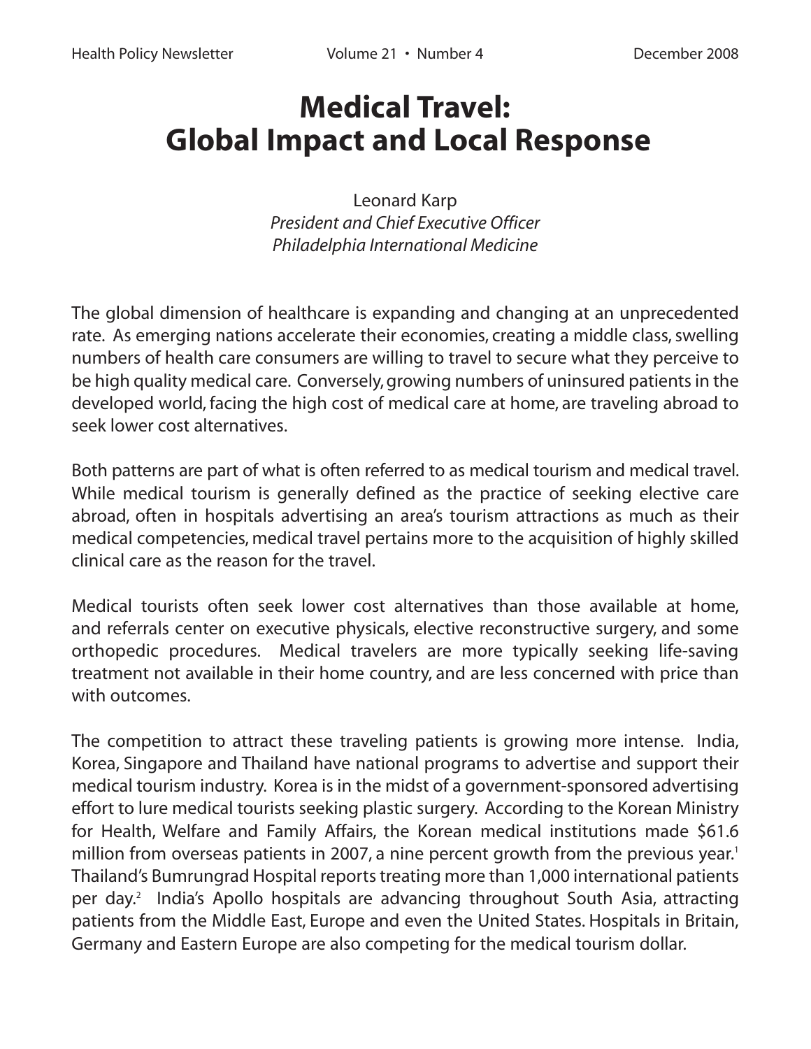# Medical Travel: Global Impact and Local Response

Leonard Karp
*President and Chief Executive Officer*
*Philadelphia International Medicine*

The global dimension of healthcare is expanding and changing at an unprecedented rate. As emerging nations accelerate their economies, creating a middle class, swelling numbers of health care consumers are willing to travel to secure what they perceive to be high quality medical care. Conversely, growing numbers of uninsured patients in the developed world, facing the high cost of medical care at home, are traveling abroad to seek lower cost alternatives.

Both patterns are part of what is often referred to as medical tourism and medical travel. While medical tourism is generally defined as the practice of seeking elective care abroad, often in hospitals advertising an area's tourism attractions as much as their medical competencies, medical travel pertains more to the acquisition of highly skilled clinical care as the reason for the travel.

Medical tourists often seek lower cost alternatives than those available at home, and referrals center on executive physicals, elective reconstructive surgery, and some orthopedic procedures. Medical travelers are more typically seeking life-saving treatment not available in their home country, and are less concerned with price than with outcomes.

The competition to attract these traveling patients is growing more intense. India, Korea, Singapore and Thailand have national programs to advertise and support their medical tourism industry. Korea is in the midst of a government-sponsored advertising effort to lure medical tourists seeking plastic surgery. According to the Korean Ministry for Health, Welfare and Family Affairs, the Korean medical institutions made $61.6 million from overseas patients in 2007, a nine percent growth from the previous year.[1] Thailand's Bumrungrad Hospital reports treating more than 1,000 international patients per day.[2] India's Apollo hospitals are advancing throughout South Asia, attracting patients from the Middle East, Europe and even the United States. Hospitals in Britain, Germany and Eastern Europe are also competing for the medical tourism dollar.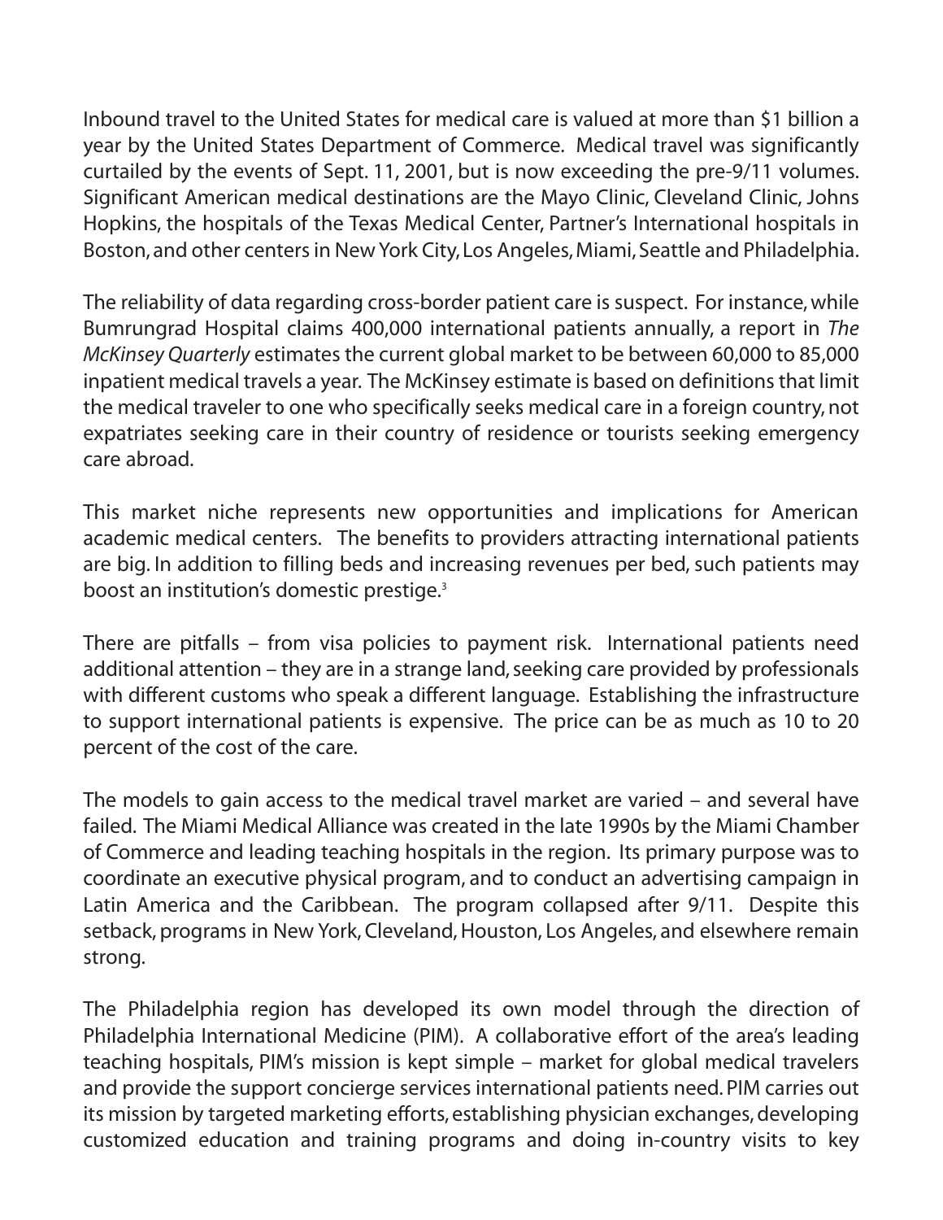Inbound travel to the United States for medical care is valued at more than $1 billion a year by the United States Department of Commerce. Medical travel was significantly curtailed by the events of Sept. 11, 2001, but is now exceeding the pre-9/11 volumes. Significant American medical destinations are the Mayo Clinic, Cleveland Clinic, Johns Hopkins, the hospitals of the Texas Medical Center, Partner's International hospitals in Boston, and other centers in New York City, Los Angeles, Miami, Seattle and Philadelphia.

The reliability of data regarding cross-border patient care is suspect. For instance, while Bumrungrad Hospital claims 400,000 international patients annually, a report in *The McKinsey Quarterly* estimates the current global market to be between 60,000 to 85,000 inpatient medical travels a year. The McKinsey estimate is based on definitions that limit the medical traveler to one who specifically seeks medical care in a foreign country, not expatriates seeking care in their country of residence or tourists seeking emergency care abroad.

This market niche represents new opportunities and implications for American academic medical centers. The benefits to providers attracting international patients are big. In addition to filling beds and increasing revenues per bed, such patients may boost an institution's domestic prestige.[3]

There are pitfalls – from visa policies to payment risk. International patients need additional attention – they are in a strange land, seeking care provided by professionals with different customs who speak a different language. Establishing the infrastructure to support international patients is expensive. The price can be as much as 10 to 20 percent of the cost of the care.

The models to gain access to the medical travel market are varied – and several have failed. The Miami Medical Alliance was created in the late 1990s by the Miami Chamber of Commerce and leading teaching hospitals in the region. Its primary purpose was to coordinate an executive physical program, and to conduct an advertising campaign in Latin America and the Caribbean. The program collapsed after 9/11. Despite this setback, programs in New York, Cleveland, Houston, Los Angeles, and elsewhere remain strong.

The Philadelphia region has developed its own model through the direction of Philadelphia International Medicine (PIM). A collaborative effort of the area's leading teaching hospitals, PIM's mission is kept simple – market for global medical travelers and provide the support concierge services international patients need. PIM carries out its mission by targeted marketing efforts, establishing physician exchanges, developing customized education and training programs and doing in-country visits to key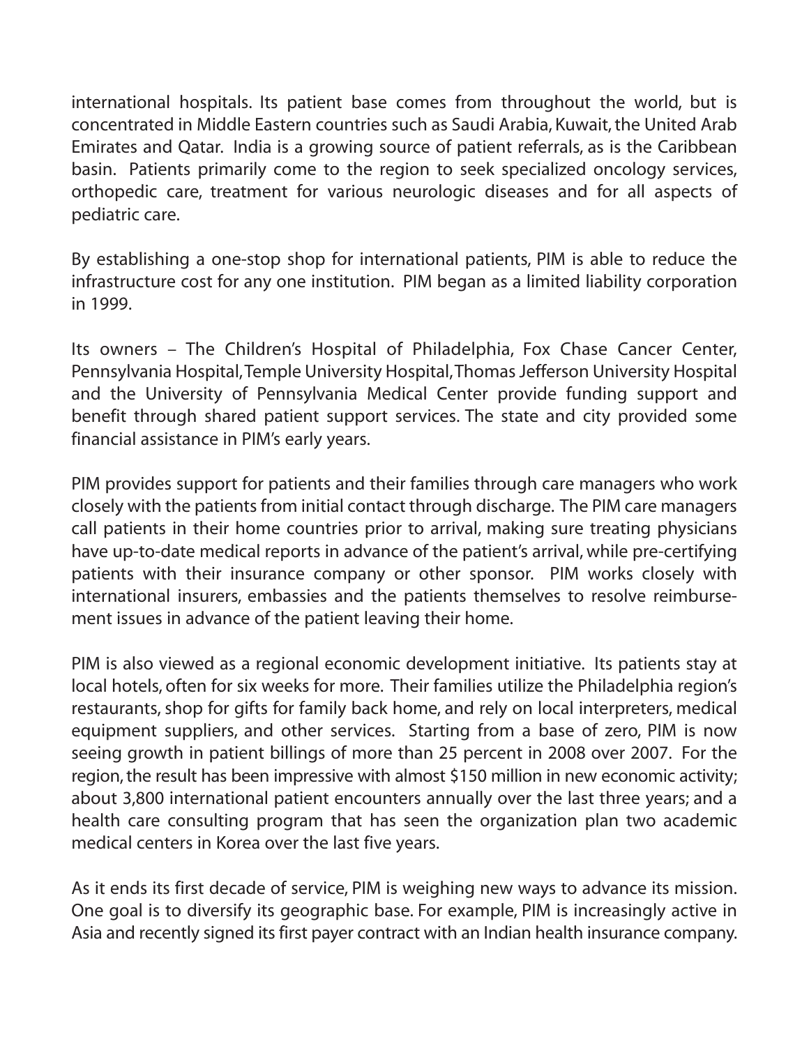international hospitals. Its patient base comes from throughout the world, but is concentrated in Middle Eastern countries such as Saudi Arabia, Kuwait, the United Arab Emirates and Qatar. India is a growing source of patient referrals, as is the Caribbean basin. Patients primarily come to the region to seek specialized oncology services, orthopedic care, treatment for various neurologic diseases and for all aspects of pediatric care.

By establishing a one-stop shop for international patients, PIM is able to reduce the infrastructure cost for any one institution. PIM began as a limited liability corporation in 1999.

Its owners – The Children's Hospital of Philadelphia, Fox Chase Cancer Center, Pennsylvania Hospital, Temple University Hospital, Thomas Jefferson University Hospital and the University of Pennsylvania Medical Center provide funding support and benefit through shared patient support services. The state and city provided some financial assistance in PIM's early years.

PIM provides support for patients and their families through care managers who work closely with the patients from initial contact through discharge. The PIM care managers call patients in their home countries prior to arrival, making sure treating physicians have up-to-date medical reports in advance of the patient's arrival, while pre-certifying patients with their insurance company or other sponsor. PIM works closely with international insurers, embassies and the patients themselves to resolve reimbursement issues in advance of the patient leaving their home.

PIM is also viewed as a regional economic development initiative. Its patients stay at local hotels, often for six weeks for more. Their families utilize the Philadelphia region's restaurants, shop for gifts for family back home, and rely on local interpreters, medical equipment suppliers, and other services. Starting from a base of zero, PIM is now seeing growth in patient billings of more than 25 percent in 2008 over 2007. For the region, the result has been impressive with almost $150 million in new economic activity; about 3,800 international patient encounters annually over the last three years; and a health care consulting program that has seen the organization plan two academic medical centers in Korea over the last five years.

As it ends its first decade of service, PIM is weighing new ways to advance its mission. One goal is to diversify its geographic base. For example, PIM is increasingly active in Asia and recently signed its first payer contract with an Indian health insurance company.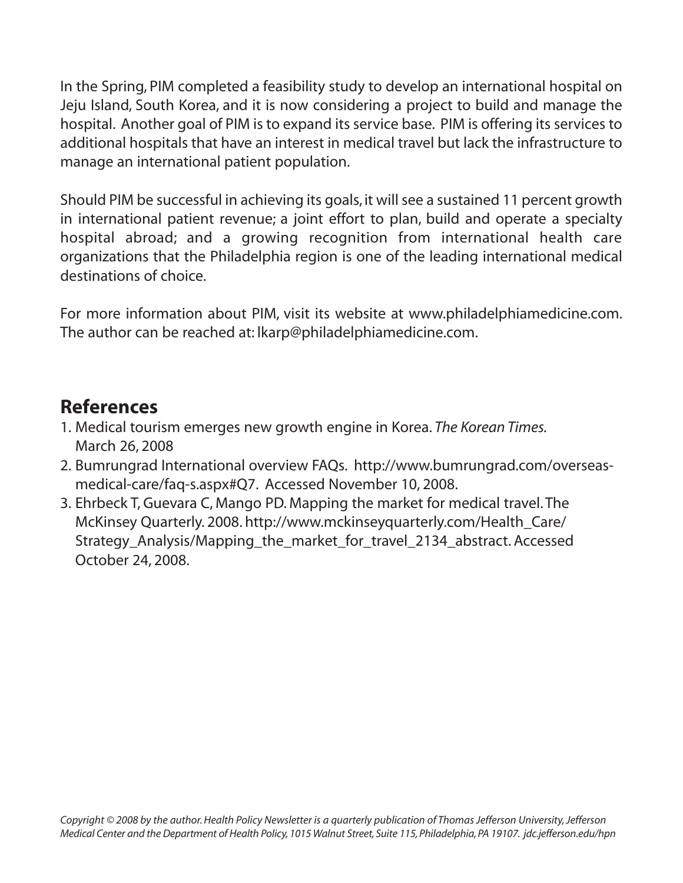In the Spring, PIM completed a feasibility study to develop an international hospital on Jeju Island, South Korea, and it is now considering a project to build and manage the hospital. Another goal of PIM is to expand its service base. PIM is offering its services to additional hospitals that have an interest in medical travel but lack the infrastructure to manage an international patient population.

Should PIM be successful in achieving its goals, it will see a sustained 11 percent growth in international patient revenue; a joint effort to plan, build and operate a specialty hospital abroad; and a growing recognition from international health care organizations that the Philadelphia region is one of the leading international medical destinations of choice.

For more information about PIM, visit its website at www.philadelphiamedicine.com. The author can be reached at: lkarp@philadelphiamedicine.com.

## References

1. Medical tourism emerges new growth engine in Korea. *The Korean Times.* March 26, 2008
2. Bumrungrad International overview FAQs. http://www.bumrungrad.com/overseas-medical-care/faq-s.aspx#Q7. Accessed November 10, 2008.
3. Ehrbeck T, Guevara C, Mango PD. Mapping the market for medical travel. The McKinsey Quarterly. 2008. http://www.mckinseyquarterly.com/Health_Care/Strategy_Analysis/Mapping_the_market_for_travel_2134_abstract. Accessed October 24, 2008.

*Copyright © 2008 by the author. Health Policy Newsletter is a quarterly publication of Thomas Jefferson University, Jefferson Medical Center and the Department of Health Policy, 1015 Walnut Street, Suite 115, Philadelphia, PA 19107. jdc.jefferson.edu/hpn*